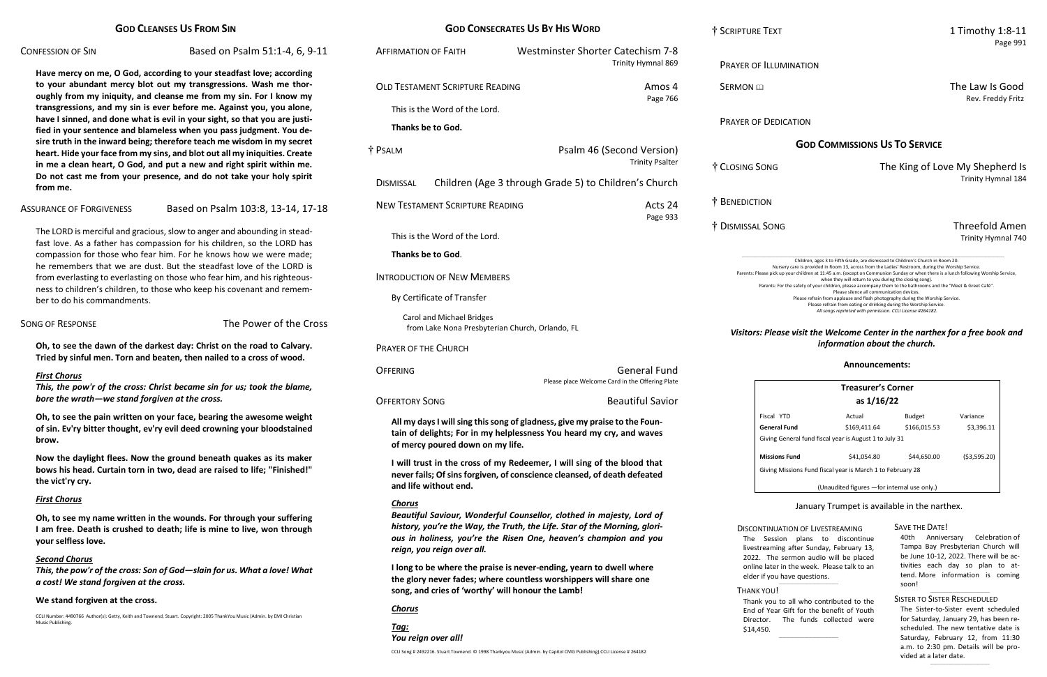## GOD CLEANSES US FROM SIN

CONFESSION OF SIN — Based on Psalm 51:1-4, 6, 9-11

**Have mercy on me, O God, according to your steadfast love; according to your abundant mercy blot out my transgressions. Wash me thoroughly from my iniquity, and cleanse me from my sin. For I know my transgressions, and my sin is ever before me. Against you, you alone, have I sinned, and done what is evil in your sight, so that you are justified in your sentence and blameless when you pass judgment. You desire truth in the inward being; therefore teach me wisdom in my secret heart. Hide your face from my sins, and blot out all my iniquities. Create in me a clean heart, O God, and put a new and right spirit within me. Do not cast me from your presence, and do not take your holy spirit from me.**

ASSURANCE OF FORGIVENESS — Based on Psalm 103:8, 13-14, 17-18

The LORD is merciful and gracious, slow to anger and abounding in steadfast love. As a father has compassion for his children, so the LORD has compassion for those who fear him. For he knows how we were made; he remembers that we are dust. But the steadfast love of the LORD is from everlasting to everlasting on those who fear him, and his righteousness to children's children, to those who keep his covenant and remember to do his commandments.

SONG OF RESPONSE — The Power of the Cross

**Oh, to see the dawn of the darkest day: Christ on the road to Calvary. Tried by sinful men. Torn and beaten, then nailed to a cross of wood.**

***First Chorus***
***This, the pow'r of the cross: Christ became sin for us; took the blame, bore the wrath—we stand forgiven at the cross.***

**Oh, to see the pain written on your face, bearing the awesome weight of sin. Ev'ry bitter thought, ev'ry evil deed crowning your bloodstained brow.**

**Now the daylight flees. Now the ground beneath quakes as its maker bows his head. Curtain torn in two, dead are raised to life; "Finished!" the vict'ry cry.**

***First Chorus***

**Oh, to see my name written in the wounds. For through your suffering I am free. Death is crushed to death; life is mine to live, won through your selfless love.**

***Second Chorus***
***This, the pow'r of the cross: Son of God—slain for us. What a love! What a cost! We stand forgiven at the cross.***

**We stand forgiven at the cross.**

CCLI Number: 4490766 Author(s): Getty, Keith and Townend, Stuart. Copyright: 2005 ThankYou Music (Admin. by EMI Christian Music Publishing.

## GOD CONSECRATES US BY HIS WORD

AFFIRMATION OF FAITH — Westminster Shorter Catechism 7-8, Trinity Hymnal 869

OLD TESTAMENT SCRIPTURE READING — Amos 4, Page 766

This is the Word of the Lord.

**Thanks be to God.**

† PSALM — Psalm 46 (Second Version), Trinity Psalter

DISMISSAL — Children (Age 3 through Grade 5) to Children's Church

NEW TESTAMENT SCRIPTURE READING — Acts 24, Page 933

This is the Word of the Lord.

**Thanks be to God**.

INTRODUCTION OF NEW MEMBERS

By Certificate of Transfer

Carol and Michael Bridges
from Lake Nona Presbyterian Church, Orlando, FL

PRAYER OF THE CHURCH

OFFERING — General Fund
Please place Welcome Card in the Offering Plate

OFFERTORY SONG — Beautiful Savior

**All my days I will sing this song of gladness, give my praise to the Fountain of delights; For in my helplessness You heard my cry, and waves of mercy poured down on my life.**

**I will trust in the cross of my Redeemer, I will sing of the blood that never fails; Of sins forgiven, of conscience cleansed, of death defeated and life without end.**

***Chorus***
***Beautiful Saviour, Wonderful Counsellor, clothed in majesty, Lord of history, you're the Way, the Truth, the Life. Star of the Morning, glorious in holiness, you're the Risen One, heaven's champion and you reign, you reign over all.***

**I long to be where the praise is never-ending, yearn to dwell where the glory never fades; where countless worshippers will share one song, and cries of 'worthy' will honour the Lamb!**

***Chorus***

***Tag:***
***You reign over all!***

CCLI Song # 2492216. Stuart Townend. © 1998 Thankyou Music (Admin. by Capitol CMG Publishing).CCLI License # 264182

† SCRIPTURE TEXT — 1 Timothy 1:8-11, Page 991

PRAYER OF ILLUMINATION

SERMON 🕮 — The Law Is Good, Rev. Freddy Fritz

PRAYER OF DEDICATION

## GOD COMMISSIONS US TO SERVICE

† CLOSING SONG — The King of Love My Shepherd Is, Trinity Hymnal 184

† BENEDICTION

† DISMISSAL SONG — Threefold Amen, Trinity Hymnal 740

Children, ages 3 to Fifth Grade, are dismissed to Children's Church in Room 20.
Nursery care is provided in Room 13, across from the Ladies' Restroom, during the Worship Service.
Parents: Please pick up your children at 11:45 a.m. (except on Communion Sunday or when there is a lunch following Worship Service, when they will return to you during the closing song).
Parents: For the safety of your children, please accompany them to the bathrooms and the "Meet & Greet Café".
Please silence all communication devices.
Please refrain from applause and flash photography during the Worship Service.
Please refrain from eating or drinking during the Worship Service.
*All songs reprinted with permission. CCLI License #264182.*

***Visitors: Please visit the Welcome Center in the narthex for a free book and information about the church.***

### Announcements:

**Treasurer's Corner as 1/16/22**

| Fiscal YTD | Actual | Budget | Variance |
|---|---|---|---|
| **General Fund** | $169,411.64 | $166,015.53 | $3,396.11 |
| Giving General fund fiscal year is August 1 to July 31 | | | |
| **Missions Fund** | $41,054.80 | $44,650.00 | ($3,595.20) |
| Giving Missions Fund fiscal year is March 1 to February 28 | | | |
| (Unaudited figures —for internal use only.) | | | |

January Trumpet is available in the narthex.

DISCONTINUATION OF LIVESTREAMING
The Session plans to discontinue livestreaming after Sunday, February 13, 2022. The sermon audio will be placed online later in the week. Please talk to an elder if you have questions.

THANK YOU!
Thank you to all who contributed to the End of Year Gift for the benefit of Youth Director. The funds collected were $14,450.

SAVE THE DATE!
40th Anniversary Celebration of Tampa Bay Presbyterian Church will be June 10-12, 2022. There will be activities each day so plan to attend. More information is coming soon!

SISTER TO SISTER RESCHEDULED
The Sister-to-Sister event scheduled for Saturday, January 29, has been rescheduled. The new tentative date is Saturday, February 12, from 11:30 a.m. to 2:30 pm. Details will be provided at a later date.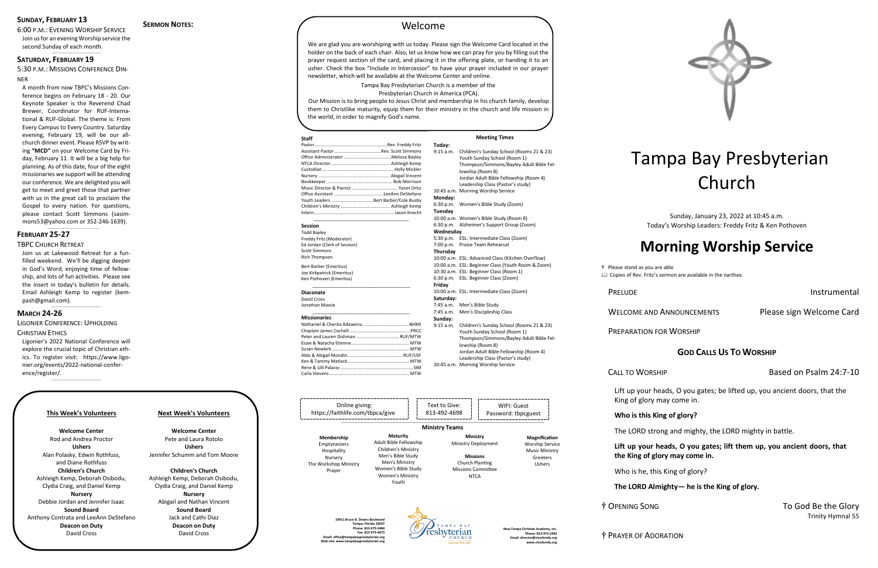## Sunday, February 13

6:00 P.M.: Evening Worship Service

Join us for an evening Worship service the second Sunday of each month.

## Saturday, February 19

5:30 P.M.: Missions Conference Dinner

A month from now TBPC's Missions Conference begins on February 18 - 20. Our Keynote Speaker is the Reverend Chad Brewer, Coordinator for RUF-International & RUF-Global. The theme is: From Every Campus to Every Country. Saturday evening, February 19, will be our all-church dinner event. Please RSVP by writing **"MCD"** on your Welcome Card by Friday, February 11. It will be a big help for planning. As of this date, four of the eight missionaries we support will be attending our conference. We are delighted you will get to meet and greet those that partner with us in the great call to proclaim the Gospel to every nation. For questions, please contact Scott Simmons (sasimmons53@yahoo.com or 352-246-1639).

## February 25-27

TBPC Church Retreat

Join us at Lakewood Retreat for a fun-filled weekend. We'll be digging deeper in God's Word, enjoying time of fellowship, and lots of fun activities. Please see the insert in today's bulletin for details. Email Ashleigh Kemp to register (kempash@gmail.com).

## March 24-26

Ligonier Conference: Upholding Christian Ethics

Ligonier's 2022 National Conference will explore the crucial topic of Christian ethics. To register visit: https://www.ligonier.org/events/2022-national-conference/register/.

## Sermon Notes:

### This Week's Volunteers

**Welcome Center**
Rod and Andrea Proctor

**Ushers**
Alan Polasky, Edwin Rothfuss, and Diane Rothfuss

**Children's Church**
Ashleigh Kemp, Deborah Osibodu, Clydia Craig, and Daniel Kemp

**Nursery**
Debbie Jordan and Jennifer Isaac

**Sound Board**
Anthony Contrata and LeeAnn DeStefano

**Deacon on Duty**
David Cross

### Next Week's Volunteers

**Welcome Center**
Pete and Laura Rotolo

**Ushers**
Jennifer Schumm and Tom Moore

**Children's Church**
Ashleigh Kemp, Deborah Osibodu, Clydia Craig, and Daniel Kemp

**Nursery**
Abigail and Nathan Vincent

**Sound Board**
Jack and Cathi Diaz

**Deacon on Duty**
David Cross

# Welcome

We are glad you are worshiping with us today. Please sign the Welcome Card located in the holder on the back of each chair. Also, let us know how we can pray for you by filling out the prayer request section of the card, and placing it in the offering plate, or handing it to an usher. Check the box "Include in Intercessor" to have your prayer included in our prayer newsletter, which will be available at the Welcome Center and online.

Tampa Bay Presbyterian Church is a member of the Presbyterian Church in America (PCA).

Our Mission is to bring people to Jesus Christ and membership in his church family, develop them to Christlike maturity, equip them for their ministry in the church and life mission in the world, in order to magnify God's name.

### Staff

| | |
|---|---|
| Pastor | Rev. Freddy Fritz |
| Assistant Pastor | Rev. Scott Simmons |
| Office Administrator | Melissa Bayley |
| NTCA Director | Ashleigh Kemp |
| Custodian | Holly Mickler |
| Nursery | Abigail Vincent |
| Bookkeeper | Bob Morrison |
| Music Director & Pianist | Yanet Ortiz |
| Office Assistant | LeeAnn DeStefano |
| Youth Leaders | Bert Barber/Cole Busby |
| Children's Ministry | Ashleigh Kemp |
| Intern | Jason Knecht |

### Session

Todd Bayley
Freddy Fritz (Moderator)
Ed Jordan (Clerk of Session)
Scott Simmons
Rich Thompson

Bert Barber (Emeritus)
Joe Kirkpatrick (Emeritus)
Ken Pothoven (Emeritus)

### Diaconate

David Cross
Jonathan Massie

### Missionaries

| | |
|---|---|
| Nathaniel & Cherita Adawonu | NHMI |
| Chaplain James Cochell | PRCC |
| Peter and Lauren Dishman | RUF/MTW |
| Esaie & Natacha Etienne | MTW |
| Susan Newkirk | MTW |
| Aldo & Abigail Mondin | RUF/USF |
| Ken & Tammy Matlack | MTW |
| Rene & Lilli Palacio | SIM |
| Carla Stevens | MTW |

### Meeting Times

**Today:**
9:15 a.m. Children's Sunday School (Rooms 21 & 23)
Youth Sunday School (Room 1)
Thompson/Simmons/Bayley Adult Bible Fellowship (Room 8)
Jordan Adult Bible Fellowship (Room 4)
Leadership Class (Pastor's study)
10:45 a.m. Morning Worship Service

**Monday:**
6:30 p.m. Women's Bible Study (Zoom)

**Tuesday**
10:00 a.m. Women's Bible Study (Room 8)
6:30 p.m. Alzheimer's Support Group (Zoom)

**Wednesday**
5:30 p.m. ESL: Intermediate Class (Zoom)
7:00 p.m. Praise Team Rehearsal

**Thursday**
10:00 a.m. ESL: Advanced Class (Kitchen Overflow)
10:00 a.m. ESL: Beginner Class (Youth Room & Zoom)
10:30 a.m. ESL: Beginner Class (Room 1)
6:30 p.m. ESL: Beginner Class (Zoom)

**Friday**
10:00 a.m. ESL: Intermediate Class (Zoom)

**Saturday:**
7:45 a.m. Men's Bible Study
7:45 a.m. Men's Discipleship Class

**Sunday:**
9:15 a.m. Children's Sunday School (Rooms 21 & 23)
Youth Sunday School (Room 1)
Thompson/Simmons/Bayley Adult Bible Fellowship (Room 8)
Jordan Adult Bible Fellowship (Room 4)
Leadership Class (Pastor's study)
10:45 a.m. Morning Worship Service

Online giving: https://faithlife.com/tbpca/give

Text to Give: 813-492-4698

WIFI: Guest Password: tbpcguest

### Ministry Teams

**Membership**
Emptynesters
Hospitality
Nursery
The Workshop Ministry
Prayer

**Maturity**
Adult Bible Fellowship
Children's Ministry
Men's Bible Study
Men's Ministry
Women's Bible Study
Women's Ministry
Youth

**Ministry**
Ministry Deployment

**Missions**
Church Planting
Missions Committee
NTCA

**Magnification**
Worship Service
Music Ministry
Greeters
Ushers

19911 Bruce B. Downs Boulevard
Tampa, Florida 33647
Phone: 813-973-2484
Fax: 813-973-4673
Email: office@tampabaypresbyterian.org
Web site: www.tampabaypresbyterian.org

Tampa Bay Presbyterian Church — Answers For Life

New Tampa Christian Academy, Inc.
Phone: 813-973-2443
Email: director@ntcafamily.org
www.ntcafamily.org

# Tampa Bay Presbyterian Church

Sunday, January 23, 2022 at 10:45 a.m.
Today's Worship Leaders: Freddy Fritz & Ken Pothoven

# Morning Worship Service

† Please stand as you are able
📖 Copies of Rev. Fritz's sermon are available in the narthex.

Prelude — Instrumental

Welcome and Announcements — Please sign Welcome Card

Preparation for Worship

## God Calls Us To Worship

Call to Worship — Based on Psalm 24:7-10

Lift up your heads, O you gates; be lifted up, you ancient doors, that the King of glory may come in.

**Who is this King of glory?**

The LORD strong and mighty, the LORD mighty in battle.

**Lift up your heads, O you gates; lift them up, you ancient doors, that the King of glory may come in.**

Who is he, this King of glory?

**The LORD Almighty— he is the King of glory.**

† Opening Song — To God Be the Glory
Trinity Hymnal 55

† Prayer of Adoration